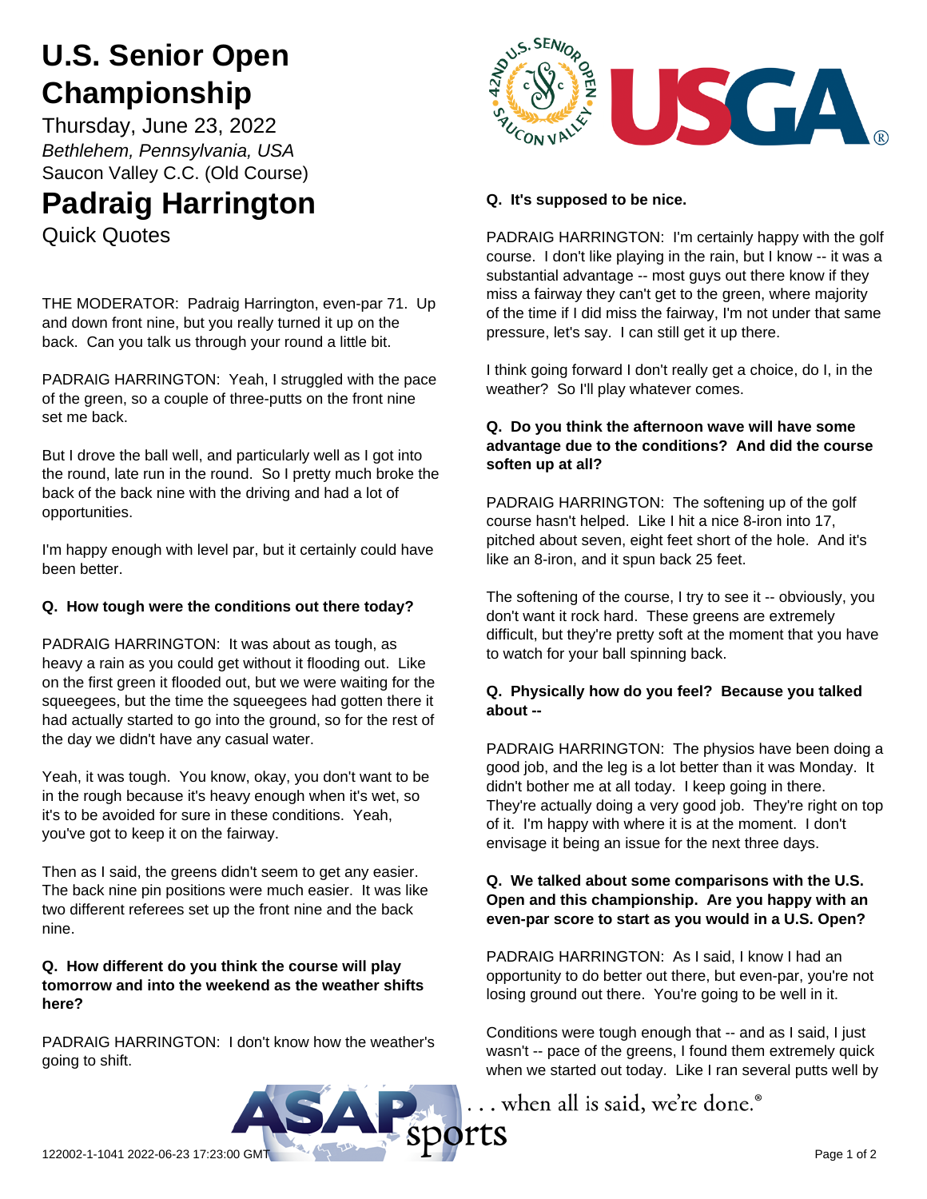# U.S. Senior Open Championship

Thursday, June 23, 2022

*Bethlehem, Pennsylvania, USA*

Saucon Valley C.C. (Old Course)

# Padraig Harrington

Quick Quotes

THE MODERATOR: Padraig Harrington, even-par 71. Up and down front nine, but you really turned it up on the back. Can you talk us through your round a little bit.

PADRAIG HARRINGTON: Yeah, I struggled with the pace of the green, so a couple of three-putts on the front nine set me back.

But I drove the ball well, and particularly well as I got into the round, late run in the round. So I pretty much broke the back of the back nine with the driving and had a lot of opportunities.

I'm happy enough with level par, but it certainly could have been better.

**Q. How tough were the conditions out there today?**

PADRAIG HARRINGTON: It was about as tough, as heavy a rain as you could get without it flooding out. Like on the first green it flooded out, but we were waiting for the squeegees, but the time the squeegees had gotten there it had actually started to go into the ground, so for the rest of the day we didn't have any casual water.

Yeah, it was tough. You know, okay, you don't want to be in the rough because it's heavy enough when it's wet, so it's to be avoided for sure in these conditions. Yeah, you've got to keep it on the fairway.

Then as I said, the greens didn't seem to get any easier. The back nine pin positions were much easier. It was like two different referees set up the front nine and the back nine.

**Q. How different do you think the course will play tomorrow and into the weekend as the weather shifts here?**

PADRAIG HARRINGTON: I don't know how the weather's going to shift.

**Q. It's supposed to be nice.**

PADRAIG HARRINGTON: I'm certainly happy with the golf course. I don't like playing in the rain, but I know -- it was a substantial advantage -- most guys out there know if they miss a fairway they can't get to the green, where majority of the time if I did miss the fairway, I'm not under that same pressure, let's say. I can still get it up there.

I think going forward I don't really get a choice, do I, in the weather? So I'll play whatever comes.

**Q. Do you think the afternoon wave will have some advantage due to the conditions? And did the course soften up at all?**

PADRAIG HARRINGTON: The softening up of the golf course hasn't helped. Like I hit a nice 8-iron into 17, pitched about seven, eight feet short of the hole. And it's like an 8-iron, and it spun back 25 feet.

The softening of the course, I try to see it -- obviously, you don't want it rock hard. These greens are extremely difficult, but they're pretty soft at the moment that you have to watch for your ball spinning back.

**Q. Physically how do you feel? Because you talked about --**

PADRAIG HARRINGTON: The physios have been doing a good job, and the leg is a lot better than it was Monday. It didn't bother me at all today. I keep going in there. They're actually doing a very good job. They're right on top of it. I'm happy with where it is at the moment. I don't envisage it being an issue for the next three days.

**Q. We talked about some comparisons with the U.S. Open and this championship. Are you happy with an even-par score to start as you would in a U.S. Open?**

PADRAIG HARRINGTON: As I said, I know I had an opportunity to do better out there, but even-par, you're not losing ground out there. You're going to be well in it.

Conditions were tough enough that -- and as I said, I just wasn't -- pace of the greens, I found them extremely quick when we started out today. Like I ran several putts well by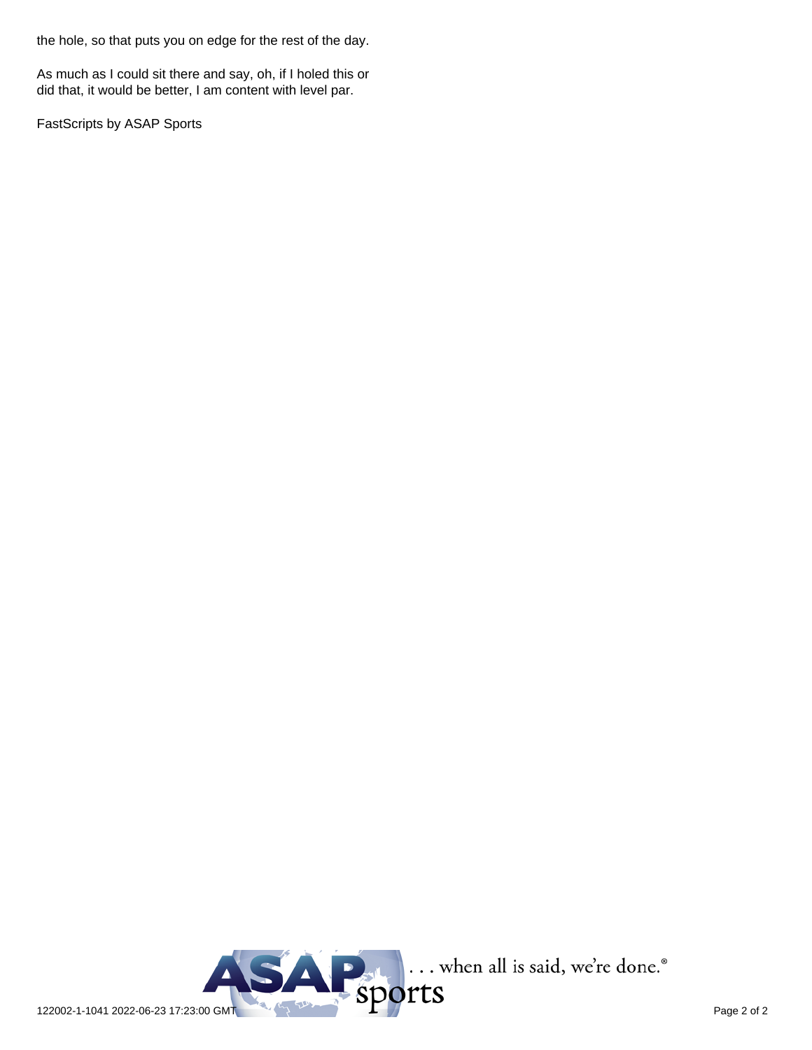the hole, so that puts you on edge for the rest of the day.

As much as I could sit there and say, oh, if I holed this or did that, it would be better, I am content with level par.

FastScripts by ASAP Sports